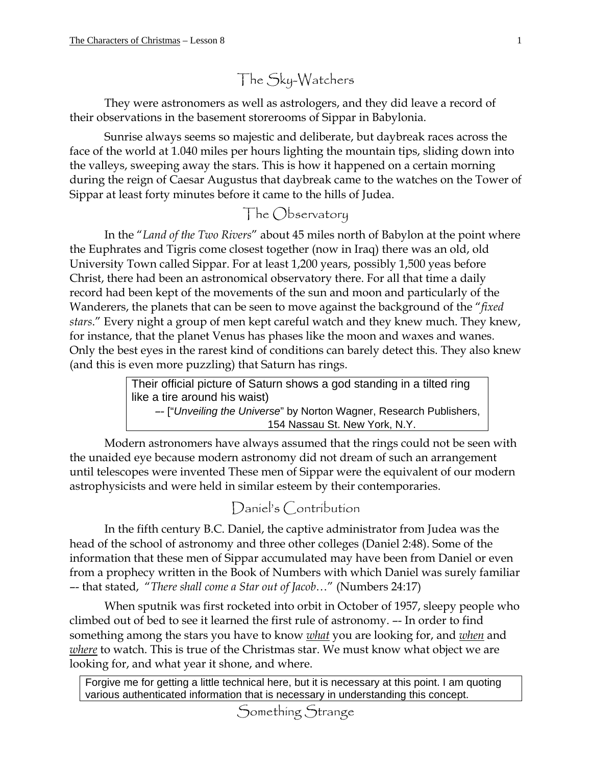# The Sky-Watchers

They were astronomers as well as astrologers, and they did leave a record of their observations in the basement storerooms of Sippar in Babylonia.

Sunrise always seems so majestic and deliberate, but daybreak races across the face of the world at 1.040 miles per hours lighting the mountain tips, sliding down into the valleys, sweeping away the stars. This is how it happened on a certain morning during the reign of Caesar Augustus that daybreak came to the watches on the Tower of Sippar at least forty minutes before it came to the hills of Judea.

## The Observatory

In the "*Land of the Two Rivers*" about 45 miles north of Babylon at the point where the Euphrates and Tigris come closest together (now in Iraq) there was an old, old University Town called Sippar. For at least 1,200 years, possibly 1,500 yeas before Christ, there had been an astronomical observatory there. For all that time a daily record had been kept of the movements of the sun and moon and particularly of the Wanderers, the planets that can be seen to move against the background of the "*fixed stars*." Every night a group of men kept careful watch and they knew much. They knew, for instance, that the planet Venus has phases like the moon and waxes and wanes. Only the best eyes in the rarest kind of conditions can barely detect this. They also knew (and this is even more puzzling) that Saturn has rings.

> Their official picture of Saturn shows a god standing in a tilted ring like a tire around his waist)
> –- ["*Unveiling the Universe*" by Norton Wagner, Research Publishers, 154 Nassau St. New York, N.Y.

Modern astronomers have always assumed that the rings could not be seen with the unaided eye because modern astronomy did not dream of such an arrangement until telescopes were invented These men of Sippar were the equivalent of our modern astrophysicists and were held in similar esteem by their contemporaries.

## Daniel's Contribution

In the fifth century B.C. Daniel, the captive administrator from Judea was the head of the school of astronomy and three other colleges (Daniel 2:48). Some of the information that these men of Sippar accumulated may have been from Daniel or even from a prophecy written in the Book of Numbers with which Daniel was surely familiar –- that stated, "*There shall come a Star out of Jacob*…" (Numbers 24:17)

When sputnik was first rocketed into orbit in October of 1957, sleepy people who climbed out of bed to see it learned the first rule of astronomy. –- In order to find something among the stars you have to know _what_ you are looking for, and _when_ and _where_ to watch. This is true of the Christmas star. We must know what object we are looking for, and what year it shone, and where.

> Forgive me for getting a little technical here, but it is necessary at this point. I am quoting various authenticated information that is necessary in understanding this concept.

## Something Strange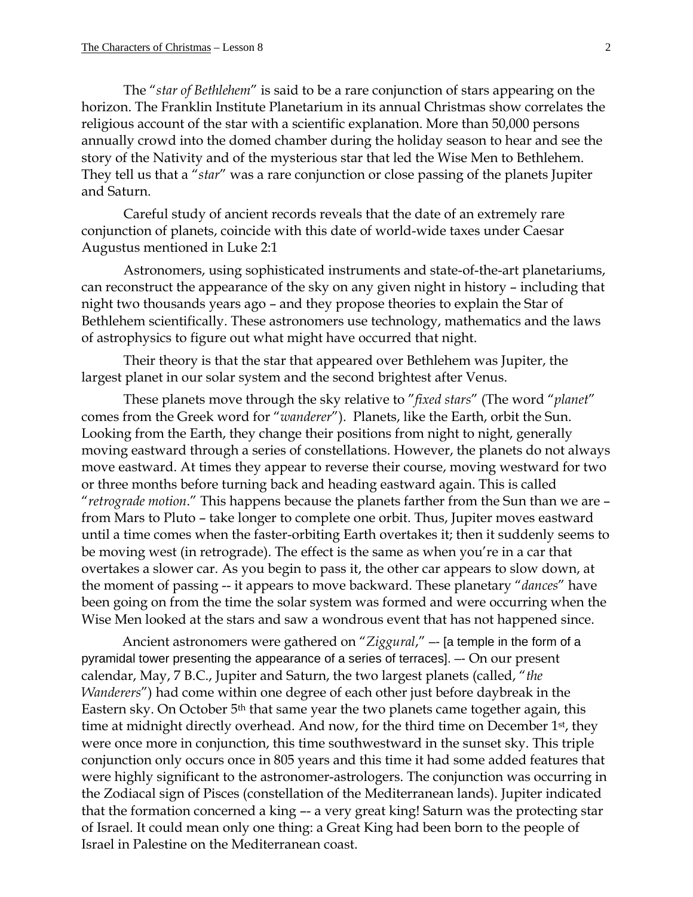The "*star of Bethlehem*" is said to be a rare conjunction of stars appearing on the horizon. The Franklin Institute Planetarium in its annual Christmas show correlates the religious account of the star with a scientific explanation. More than 50,000 persons annually crowd into the domed chamber during the holiday season to hear and see the story of the Nativity and of the mysterious star that led the Wise Men to Bethlehem. They tell us that a "*star*" was a rare conjunction or close passing of the planets Jupiter and Saturn.

Careful study of ancient records reveals that the date of an extremely rare conjunction of planets, coincide with this date of world-wide taxes under Caesar Augustus mentioned in Luke 2:1

Astronomers, using sophisticated instruments and state-of-the-art planetariums, can reconstruct the appearance of the sky on any given night in history – including that night two thousands years ago – and they propose theories to explain the Star of Bethlehem scientifically. These astronomers use technology, mathematics and the laws of astrophysics to figure out what might have occurred that night.

Their theory is that the star that appeared over Bethlehem was Jupiter, the largest planet in our solar system and the second brightest after Venus.

These planets move through the sky relative to "*fixed stars*" (The word "*planet*" comes from the Greek word for "*wanderer*"). Planets, like the Earth, orbit the Sun. Looking from the Earth, they change their positions from night to night, generally moving eastward through a series of constellations. However, the planets do not always move eastward. At times they appear to reverse their course, moving westward for two or three months before turning back and heading eastward again. This is called "*retrograde motion*." This happens because the planets farther from the Sun than we are – from Mars to Pluto – take longer to complete one orbit. Thus, Jupiter moves eastward until a time comes when the faster-orbiting Earth overtakes it; then it suddenly seems to be moving west (in retrograde). The effect is the same as when you're in a car that overtakes a slower car. As you begin to pass it, the other car appears to slow down, at the moment of passing -- it appears to move backward. These planetary "*dances*" have been going on from the time the solar system was formed and were occurring when the Wise Men looked at the stars and saw a wondrous event that has not happened since.

Ancient astronomers were gathered on "*Ziggural*," –- [a temple in the form of a pyramidal tower presenting the appearance of a series of terraces]. –- On our present calendar, May, 7 B.C., Jupiter and Saturn, the two largest planets (called, "*the Wanderers*") had come within one degree of each other just before daybreak in the Eastern sky. On October 5th that same year the two planets came together again, this time at midnight directly overhead. And now, for the third time on December 1st, they were once more in conjunction, this time southwestward in the sunset sky. This triple conjunction only occurs once in 805 years and this time it had some added features that were highly significant to the astronomer-astrologers. The conjunction was occurring in the Zodiacal sign of Pisces (constellation of the Mediterranean lands). Jupiter indicated that the formation concerned a king –- a very great king! Saturn was the protecting star of Israel. It could mean only one thing: a Great King had been born to the people of Israel in Palestine on the Mediterranean coast.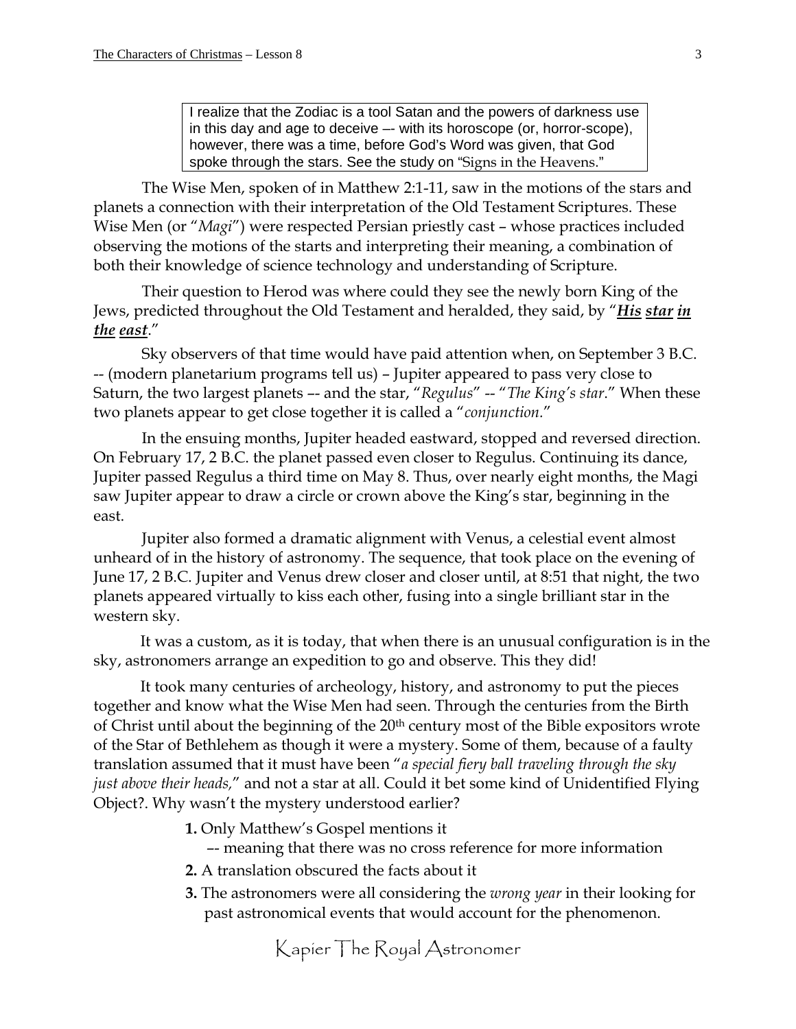I realize that the Zodiac is a tool Satan and the powers of darkness use in this day and age to deceive –- with its horoscope (or, horror-scope), however, there was a time, before God's Word was given, that God spoke through the stars. See the study on "Signs in the Heavens."

The Wise Men, spoken of in Matthew 2:1-11, saw in the motions of the stars and planets a connection with their interpretation of the Old Testament Scriptures. These Wise Men (or "*Magi*") were respected Persian priestly cast – whose practices included observing the motions of the starts and interpreting their meaning, a combination of both their knowledge of science technology and understanding of Scripture.

Their question to Herod was where could they see the newly born King of the Jews, predicted throughout the Old Testament and heralded, they said, by "***His star in the east***."

Sky observers of that time would have paid attention when, on September 3 B.C. -- (modern planetarium programs tell us) – Jupiter appeared to pass very close to Saturn, the two largest planets –- and the star, "*Regulus*" -- "*The King's star*." When these two planets appear to get close together it is called a "*conjunction*."

In the ensuing months, Jupiter headed eastward, stopped and reversed direction. On February 17, 2 B.C. the planet passed even closer to Regulus. Continuing its dance, Jupiter passed Regulus a third time on May 8. Thus, over nearly eight months, the Magi saw Jupiter appear to draw a circle or crown above the King's star, beginning in the east.

Jupiter also formed a dramatic alignment with Venus, a celestial event almost unheard of in the history of astronomy. The sequence, that took place on the evening of June 17, 2 B.C. Jupiter and Venus drew closer and closer until, at 8:51 that night, the two planets appeared virtually to kiss each other, fusing into a single brilliant star in the western sky.

It was a custom, as it is today, that when there is an unusual configuration is in the sky, astronomers arrange an expedition to go and observe. This they did!

It took many centuries of archeology, history, and astronomy to put the pieces together and know what the Wise Men had seen. Through the centuries from the Birth of Christ until about the beginning of the 20th century most of the Bible expositors wrote of the Star of Bethlehem as though it were a mystery. Some of them, because of a faulty translation assumed that it must have been "*a special fiery ball traveling through the sky just above their heads,*" and not a star at all. Could it bet some kind of Unidentified Flying Object?. Why wasn't the mystery understood earlier?

**1.** Only Matthew's Gospel mentions it
–- meaning that there was no cross reference for more information

**2.** A translation obscured the facts about it

**3.** The astronomers were all considering the *wrong year* in their looking for past astronomical events that would account for the phenomenon.

Kapier The Royal Astronomer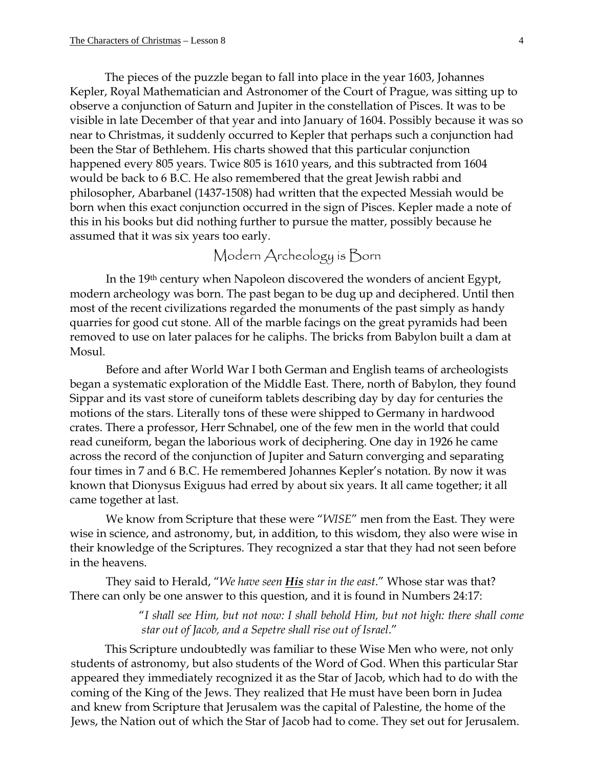The pieces of the puzzle began to fall into place in the year 1603, Johannes Kepler, Royal Mathematician and Astronomer of the Court of Prague, was sitting up to observe a conjunction of Saturn and Jupiter in the constellation of Pisces. It was to be visible in late December of that year and into January of 1604. Possibly because it was so near to Christmas, it suddenly occurred to Kepler that perhaps such a conjunction had been the Star of Bethlehem. His charts showed that this particular conjunction happened every 805 years. Twice 805 is 1610 years, and this subtracted from 1604 would be back to 6 B.C. He also remembered that the great Jewish rabbi and philosopher, Abarbanel (1437-1508) had written that the expected Messiah would be born when this exact conjunction occurred in the sign of Pisces. Kepler made a note of this in his books but did nothing further to pursue the matter, possibly because he assumed that it was six years too early.

## Modern Archeology is Born

In the 19th century when Napoleon discovered the wonders of ancient Egypt, modern archeology was born. The past began to be dug up and deciphered. Until then most of the recent civilizations regarded the monuments of the past simply as handy quarries for good cut stone. All of the marble facings on the great pyramids had been removed to use on later palaces for he caliphs. The bricks from Babylon built a dam at Mosul.

Before and after World War I both German and English teams of archeologists began a systematic exploration of the Middle East. There, north of Babylon, they found Sippar and its vast store of cuneiform tablets describing day by day for centuries the motions of the stars. Literally tons of these were shipped to Germany in hardwood crates. There a professor, Herr Schnabel, one of the few men in the world that could read cuneiform, began the laborious work of deciphering. One day in 1926 he came across the record of the conjunction of Jupiter and Saturn converging and separating four times in 7 and 6 B.C. He remembered Johannes Kepler's notation. By now it was known that Dionysus Exiguus had erred by about six years. It all came together; it all came together at last.

We know from Scripture that these were "*WISE*" men from the East. They were wise in science, and astronomy, but, in addition, to this wisdom, they also were wise in their knowledge of the Scriptures. They recognized a star that they had not seen before in the heavens.

They said to Herald, "*We have seen **His** star in the east*." Whose star was that? There can only be one answer to this question, and it is found in Numbers 24:17:

> "*I shall see Him, but not now: I shall behold Him, but not high: there shall come star out of Jacob, and a Sepetre shall rise out of Israel*."

This Scripture undoubtedly was familiar to these Wise Men who were, not only students of astronomy, but also students of the Word of God. When this particular Star appeared they immediately recognized it as the Star of Jacob, which had to do with the coming of the King of the Jews. They realized that He must have been born in Judea and knew from Scripture that Jerusalem was the capital of Palestine, the home of the Jews, the Nation out of which the Star of Jacob had to come. They set out for Jerusalem.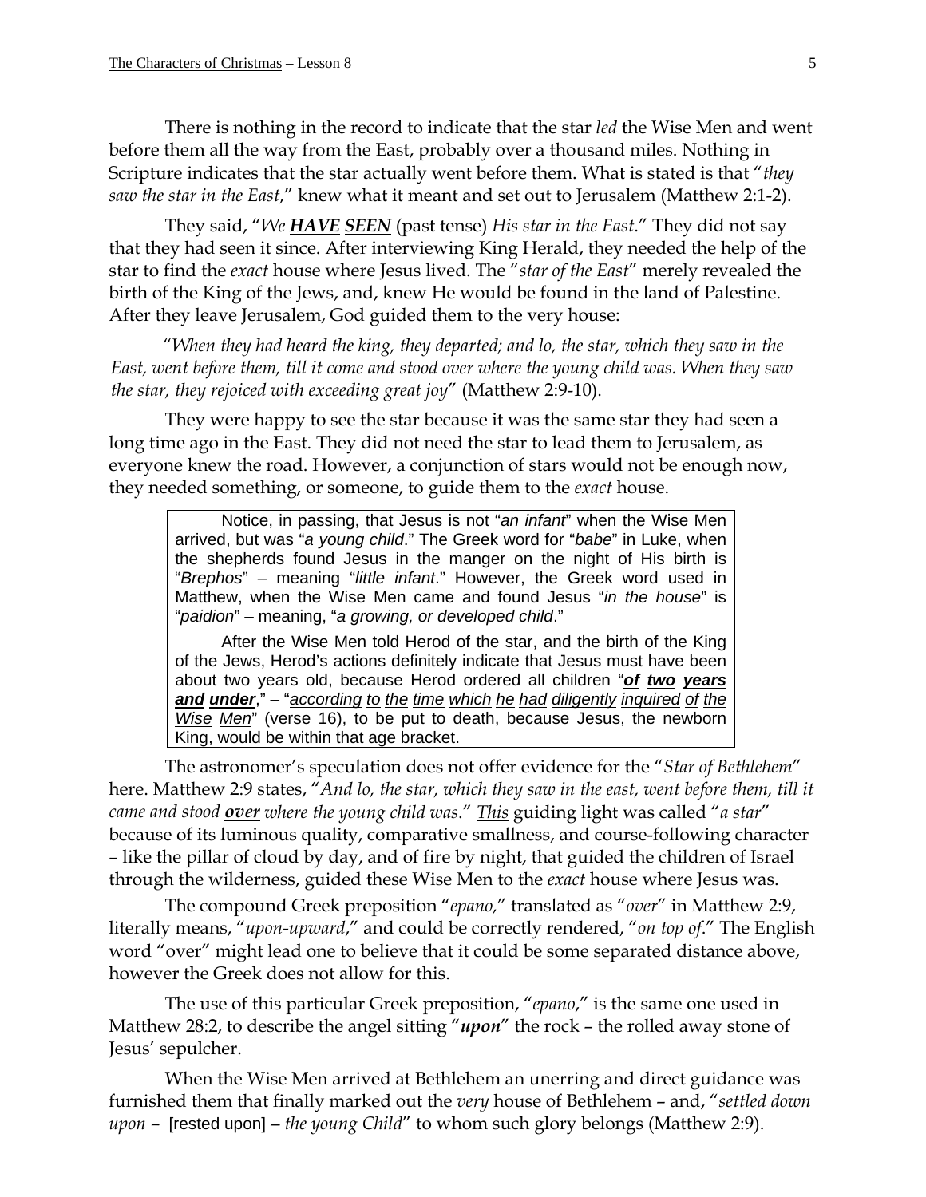There is nothing in the record to indicate that the star *led* the Wise Men and went before them all the way from the East, probably over a thousand miles. Nothing in Scripture indicates that the star actually went before them. What is stated is that "*they saw the star in the East*," knew what it meant and set out to Jerusalem (Matthew 2:1-2).

They said, "*We **HAVE SEEN*** (past tense) *His star in the East*." They did not say that they had seen it since. After interviewing King Herald, they needed the help of the star to find the *exact* house where Jesus lived. The "*star of the East*" merely revealed the birth of the King of the Jews, and, knew He would be found in the land of Palestine. After they leave Jerusalem, God guided them to the very house:

> "*When they had heard the king, they departed; and lo, the star, which they saw in the East, went before them, till it come and stood over where the young child was. When they saw the star, they rejoiced with exceeding great joy*" (Matthew 2:9-10).

They were happy to see the star because it was the same star they had seen a long time ago in the East. They did not need the star to lead them to Jerusalem, as everyone knew the road. However, a conjunction of stars would not be enough now, they needed something, or someone, to guide them to the *exact* house.

> Notice, in passing, that Jesus is not "*an infant*" when the Wise Men arrived, but was "*a young child*." The Greek word for "*babe*" in Luke, when the shepherds found Jesus in the manger on the night of His birth is "*Brephos*" – meaning "*little infant*." However, the Greek word used in Matthew, when the Wise Men came and found Jesus "*in the house*" is "*paidion*" – meaning, "*a growing, or developed child*."
>
> After the Wise Men told Herod of the star, and the birth of the King of the Jews, Herod's actions definitely indicate that Jesus must have been about two years old, because Herod ordered all children "***of two years and under***," – "*according to the time which he had diligently inquired of the Wise Men*" (verse 16), to be put to death, because Jesus, the newborn King, would be within that age bracket.

The astronomer's speculation does not offer evidence for the "*Star of Bethlehem*" here. Matthew 2:9 states, "*And lo, the star, which they saw in the east, went before them, till it came and stood **over** where the young child was*." This guiding light was called "*a star*" because of its luminous quality, comparative smallness, and course-following character – like the pillar of cloud by day, and of fire by night, that guided the children of Israel through the wilderness, guided these Wise Men to the *exact* house where Jesus was.

The compound Greek preposition "*epano,*" translated as "*over*" in Matthew 2:9, literally means, "*upon-upward*," and could be correctly rendered, "*on top of*." The English word "over" might lead one to believe that it could be some separated distance above, however the Greek does not allow for this.

The use of this particular Greek preposition, "*epano*," is the same one used in Matthew 28:2, to describe the angel sitting "***upon***" the rock – the rolled away stone of Jesus' sepulcher.

When the Wise Men arrived at Bethlehem an unerring and direct guidance was furnished them that finally marked out the *very* house of Bethlehem – and, "*settled down upon* – [rested upon] – *the young Child*" to whom such glory belongs (Matthew 2:9).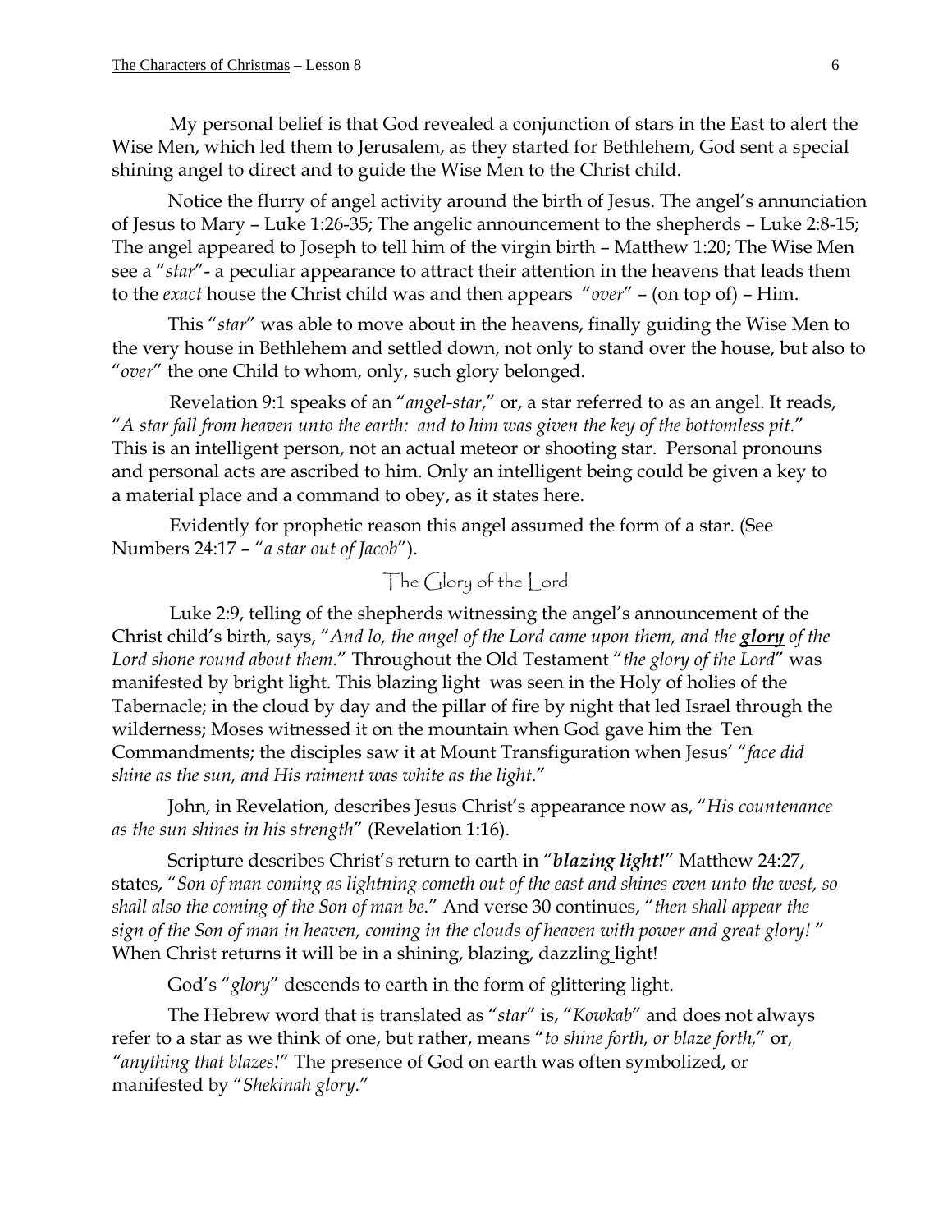My personal belief is that God revealed a conjunction of stars in the East to alert the Wise Men, which led them to Jerusalem, as they started for Bethlehem, God sent a special shining angel to direct and to guide the Wise Men to the Christ child.

Notice the flurry of angel activity around the birth of Jesus. The angel's annunciation of Jesus to Mary – Luke 1:26-35; The angelic announcement to the shepherds – Luke 2:8-15; The angel appeared to Joseph to tell him of the virgin birth – Matthew 1:20; The Wise Men see a "*star*"- a peculiar appearance to attract their attention in the heavens that leads them to the *exact* house the Christ child was and then appears "*over*" – (on top of) – Him.

This "*star*" was able to move about in the heavens, finally guiding the Wise Men to the very house in Bethlehem and settled down, not only to stand over the house, but also to "*over*" the one Child to whom, only, such glory belonged.

Revelation 9:1 speaks of an "*angel-star*," or, a star referred to as an angel. It reads, "*A star fall from heaven unto the earth: and to him was given the key of the bottomless pit*." This is an intelligent person, not an actual meteor or shooting star. Personal pronouns and personal acts are ascribed to him. Only an intelligent being could be given a key to a material place and a command to obey, as it states here.

Evidently for prophetic reason this angel assumed the form of a star. (See Numbers 24:17 – "*a star out of Jacob*").

## The Glory of the Lord

Luke 2:9, telling of the shepherds witnessing the angel's announcement of the Christ child's birth, says, "*And lo, the angel of the Lord came upon them, and the* ***glory*** *of the Lord shone round about them*." Throughout the Old Testament "*the glory of the Lord*" was manifested by bright light. This blazing light was seen in the Holy of holies of the Tabernacle; in the cloud by day and the pillar of fire by night that led Israel through the wilderness; Moses witnessed it on the mountain when God gave him the Ten Commandments; the disciples saw it at Mount Transfiguration when Jesus' "*face did shine as the sun, and His raiment was white as the light*."

John, in Revelation, describes Jesus Christ's appearance now as, "*His countenance as the sun shines in his strength*" (Revelation 1:16).

Scripture describes Christ's return to earth in "***blazing light!***" Matthew 24:27, states, "*Son of man coming as lightning cometh out of the east and shines even unto the west, so shall also the coming of the Son of man be*." And verse 30 continues, "*then shall appear the sign of the Son of man in heaven, coming in the clouds of heaven with power and great glory!* " When Christ returns it will be in a shining, blazing, dazzling light!

God's "*glory*" descends to earth in the form of glittering light.

The Hebrew word that is translated as "*star*" is, "*Kowkab*" and does not always refer to a star as we think of one, but rather, means "*to shine forth, or blaze forth,*" or*, "anything that blazes!*" The presence of God on earth was often symbolized, or manifested by "*Shekinah glory*."